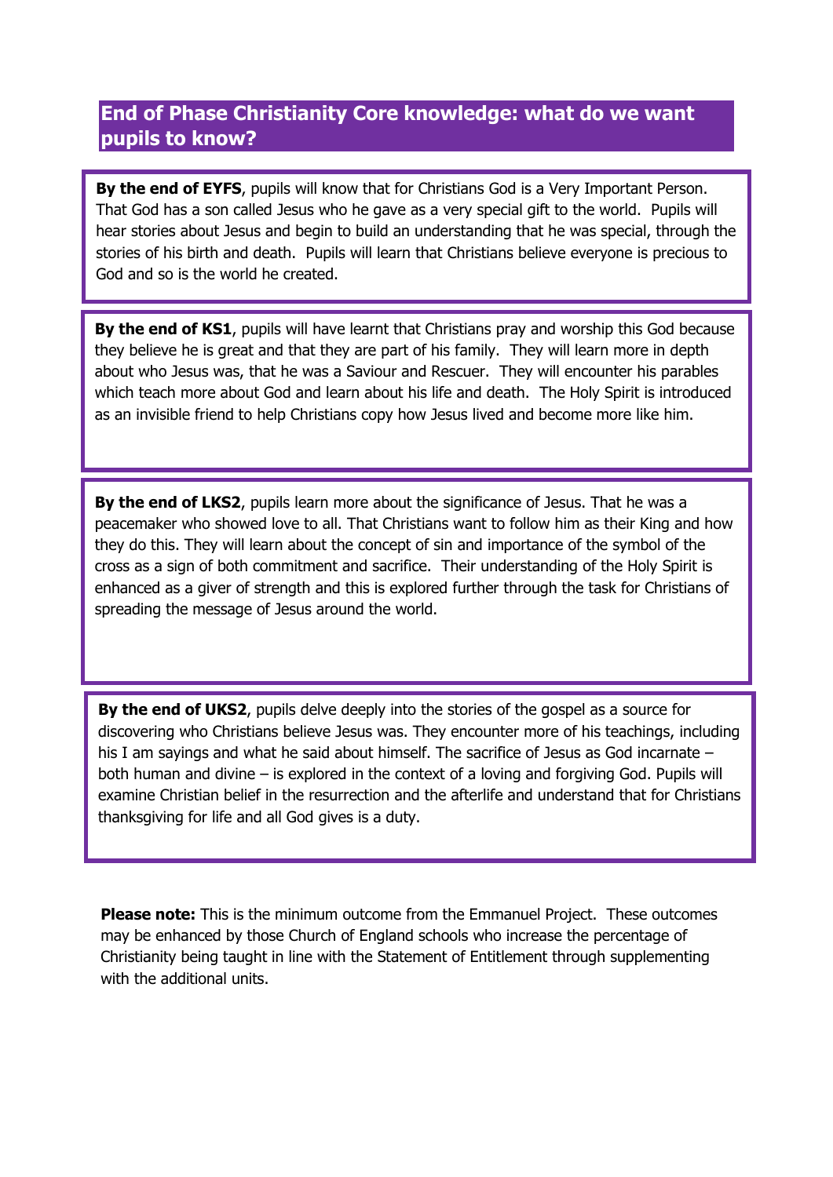## End of Phase Christianity Core knowledge: what do we want pupils to know?

**By the end of EYFS**, pupils will know that for Christians God is a Very Important Person. That God has a son called Jesus who he gave as a very special gift to the world. Pupils will hear stories about Jesus and begin to build an understanding that he was special, through the stories of his birth and death. Pupils will learn that Christians believe everyone is precious to God and so is the world he created.

**By the end of KS1**, pupils will have learnt that Christians pray and worship this God because they believe he is great and that they are part of his family. They will learn more in depth about who Jesus was, that he was a Saviour and Rescuer. They will encounter his parables which teach more about God and learn about his life and death. The Holy Spirit is introduced as an invisible friend to help Christians copy how Jesus lived and become more like him.

**By the end of LKS2**, pupils learn more about the significance of Jesus. That he was a peacemaker who showed love to all. That Christians want to follow him as their King and how they do this. They will learn about the concept of sin and importance of the symbol of the cross as a sign of both commitment and sacrifice. Their understanding of the Holy Spirit is enhanced as a giver of strength and this is explored further through the task for Christians of spreading the message of Jesus around the world.

**By the end of UKS2**, pupils delve deeply into the stories of the gospel as a source for discovering who Christians believe Jesus was. They encounter more of his teachings, including his I am sayings and what he said about himself. The sacrifice of Jesus as God incarnate – both human and divine – is explored in the context of a loving and forgiving God. Pupils will examine Christian belief in the resurrection and the afterlife and understand that for Christians thanksgiving for life and all God gives is a duty.

**Please note:** This is the minimum outcome from the Emmanuel Project. These outcomes may be enhanced by those Church of England schools who increase the percentage of Christianity being taught in line with the Statement of Entitlement through supplementing with the additional units.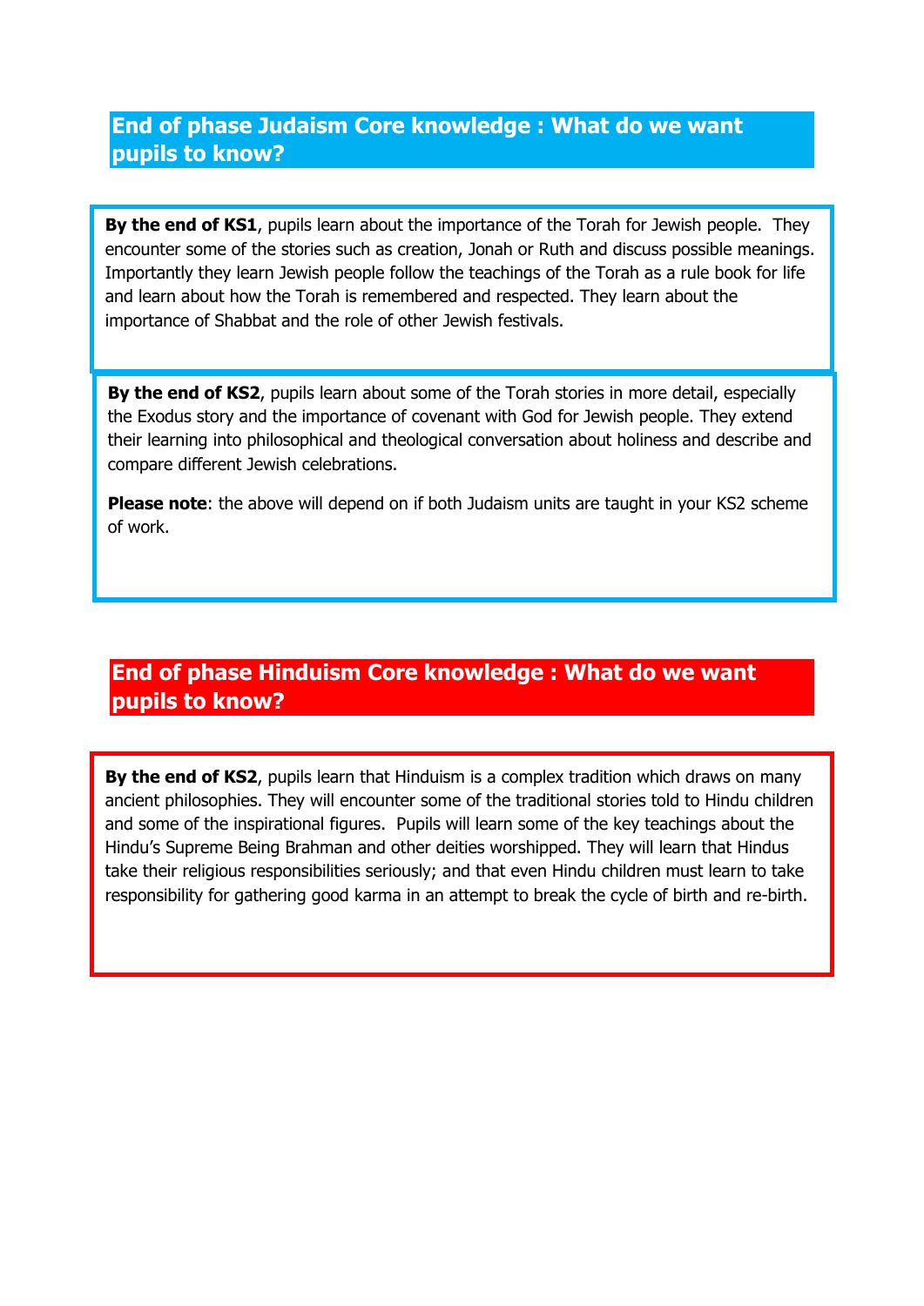## End of phase Judaism Core knowledge : What do we want pupils to know?

**By the end of KS1**, pupils learn about the importance of the Torah for Jewish people. They encounter some of the stories such as creation, Jonah or Ruth and discuss possible meanings. Importantly they learn Jewish people follow the teachings of the Torah as a rule book for life and learn about how the Torah is remembered and respected. They learn about the importance of Shabbat and the role of other Jewish festivals.

**By the end of KS2**, pupils learn about some of the Torah stories in more detail, especially the Exodus story and the importance of covenant with God for Jewish people. They extend their learning into philosophical and theological conversation about holiness and describe and compare different Jewish celebrations.

**Please note**: the above will depend on if both Judaism units are taught in your KS2 scheme of work.

## End of phase Hinduism Core knowledge : What do we want pupils to know?

**By the end of KS2**, pupils learn that Hinduism is a complex tradition which draws on many ancient philosophies. They will encounter some of the traditional stories told to Hindu children and some of the inspirational figures. Pupils will learn some of the key teachings about the Hindu's Supreme Being Brahman and other deities worshipped. They will learn that Hindus take their religious responsibilities seriously; and that even Hindu children must learn to take responsibility for gathering good karma in an attempt to break the cycle of birth and re-birth.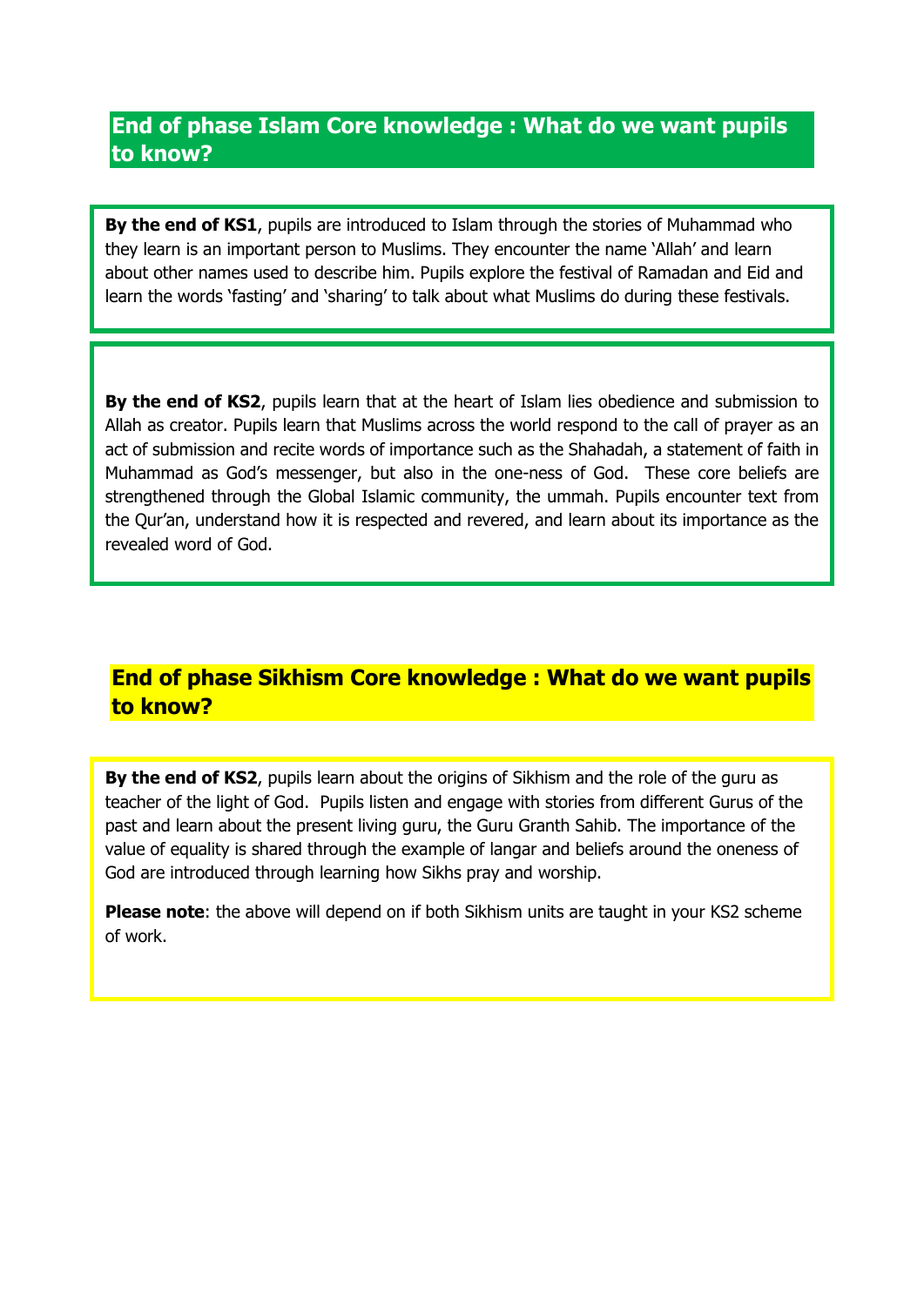## End of phase Islam Core knowledge : What do we want pupils to know?

**By the end of KS1**, pupils are introduced to Islam through the stories of Muhammad who they learn is an important person to Muslims. They encounter the name 'Allah' and learn about other names used to describe him. Pupils explore the festival of Ramadan and Eid and learn the words 'fasting' and 'sharing' to talk about what Muslims do during these festivals.

**By the end of KS2**, pupils learn that at the heart of Islam lies obedience and submission to Allah as creator. Pupils learn that Muslims across the world respond to the call of prayer as an act of submission and recite words of importance such as the Shahadah, a statement of faith in Muhammad as God's messenger, but also in the one-ness of God. These core beliefs are strengthened through the Global Islamic community, the ummah. Pupils encounter text from the Qur'an, understand how it is respected and revered, and learn about its importance as the revealed word of God.

## End of phase Sikhism Core knowledge : What do we want pupils to know?

**By the end of KS2**, pupils learn about the origins of Sikhism and the role of the guru as teacher of the light of God. Pupils listen and engage with stories from different Gurus of the past and learn about the present living guru, the Guru Granth Sahib. The importance of the value of equality is shared through the example of langar and beliefs around the oneness of God are introduced through learning how Sikhs pray and worship.

**Please note**: the above will depend on if both Sikhism units are taught in your KS2 scheme of work.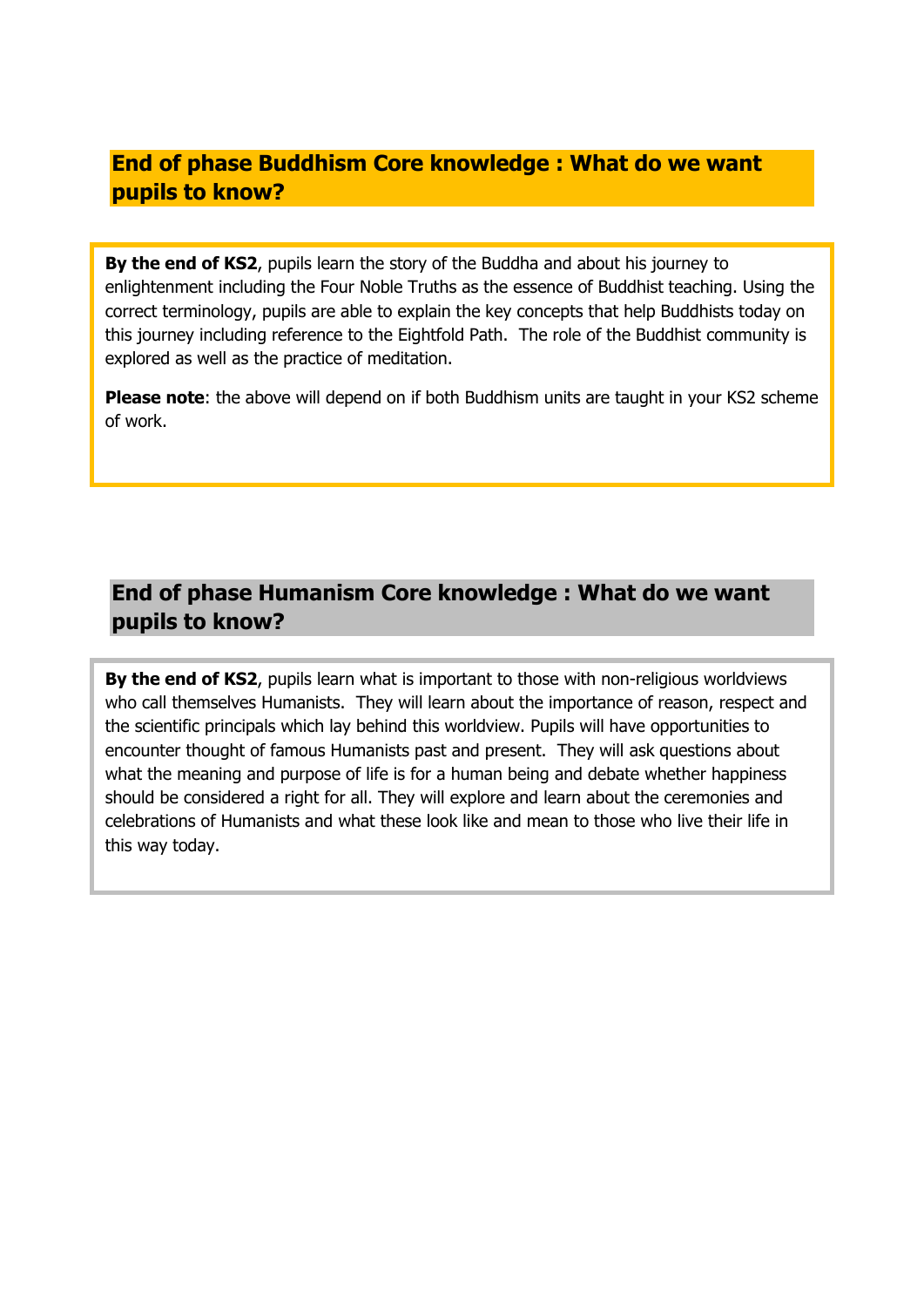## End of phase Buddhism Core knowledge : What do we want pupils to know?

**By the end of KS2**, pupils learn the story of the Buddha and about his journey to enlightenment including the Four Noble Truths as the essence of Buddhist teaching. Using the correct terminology, pupils are able to explain the key concepts that help Buddhists today on this journey including reference to the Eightfold Path. The role of the Buddhist community is explored as well as the practice of meditation.

**Please note**: the above will depend on if both Buddhism units are taught in your KS2 scheme of work.

## End of phase Humanism Core knowledge : What do we want pupils to know?

**By the end of KS2**, pupils learn what is important to those with non-religious worldviews who call themselves Humanists. They will learn about the importance of reason, respect and the scientific principals which lay behind this worldview. Pupils will have opportunities to encounter thought of famous Humanists past and present. They will ask questions about what the meaning and purpose of life is for a human being and debate whether happiness should be considered a right for all. They will explore and learn about the ceremonies and celebrations of Humanists and what these look like and mean to those who live their life in this way today.